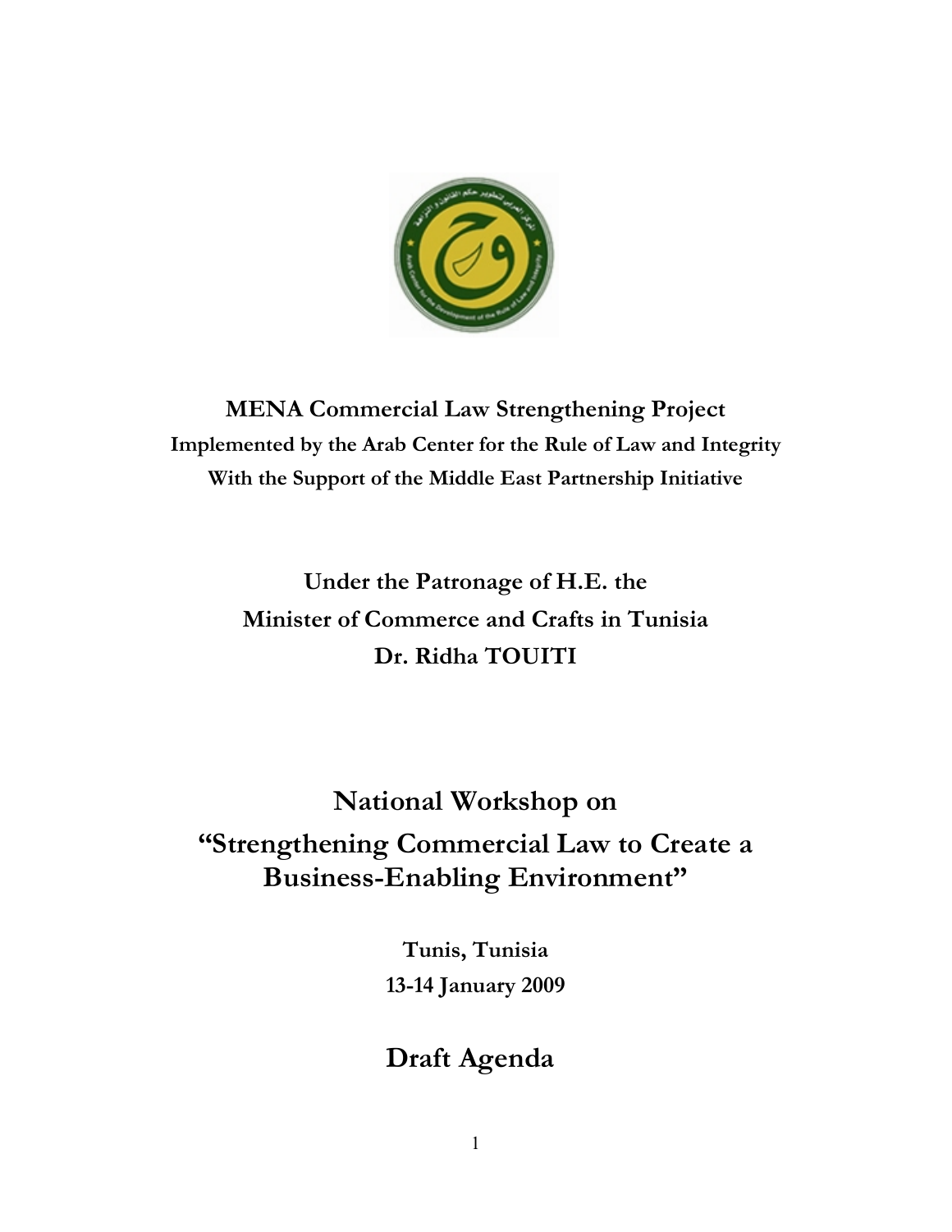**MENA Commercial Law Strengthening Project**
**Implemented by the Arab Center for the Rule of Law and Integrity**
**With the Support of the Middle East Partnership Initiative**

**Under the Patronage of H.E. the**
**Minister of Commerce and Crafts in Tunisia**
**Dr. Ridha TOUITI**

# National Workshop on "Strengthening Commercial Law to Create a Business-Enabling Environment"

**Tunis, Tunisia**
**13-14 January 2009**

## Draft Agenda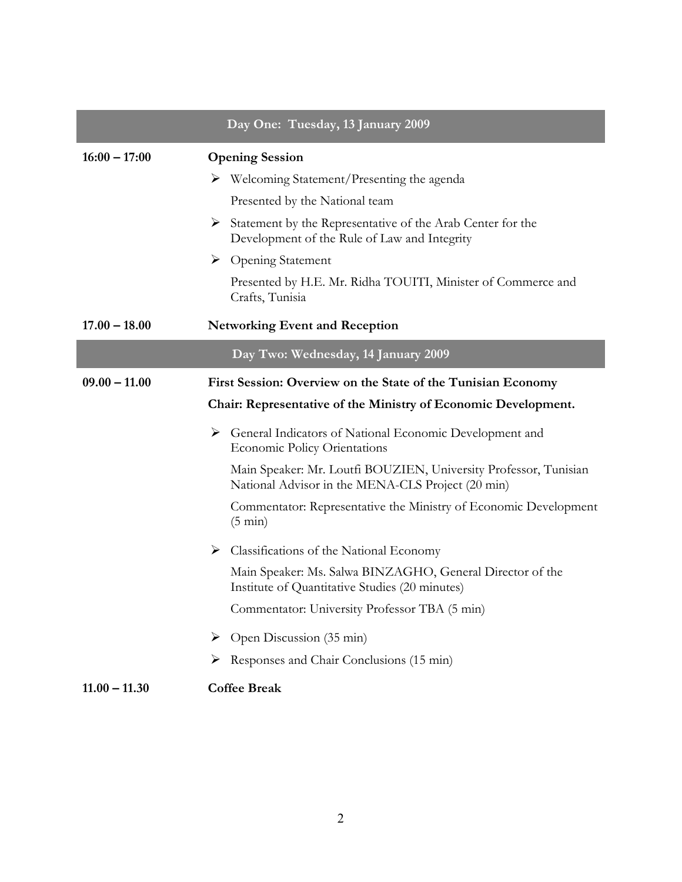## Day One: Tuesday, 13 January 2009

**16:00 – 17:00** **Opening Session**

- Welcoming Statement/Presenting the agenda

  Presented by the National team

- Statement by the Representative of the Arab Center for the Development of the Rule of Law and Integrity

- Opening Statement

  Presented by H.E. Mr. Ridha TOUITI, Minister of Commerce and Crafts, Tunisia

**17.00 – 18.00** **Networking Event and Reception**

## Day Two: Wednesday, 14 January 2009

**09.00 – 11.00** **First Session: Overview on the State of the Tunisian Economy**

**Chair: Representative of the Ministry of Economic Development.**

- General Indicators of National Economic Development and Economic Policy Orientations

  Main Speaker: Mr. Loutfi BOUZIEN, University Professor, Tunisian National Advisor in the MENA-CLS Project (20 min)

  Commentator: Representative the Ministry of Economic Development (5 min)

- Classifications of the National Economy

  Main Speaker: Ms. Salwa BINZAGHO, General Director of the Institute of Quantitative Studies (20 minutes)

  Commentator: University Professor TBA (5 min)

- Open Discussion (35 min)

- Responses and Chair Conclusions (15 min)

**11.00 – 11.30** **Coffee Break**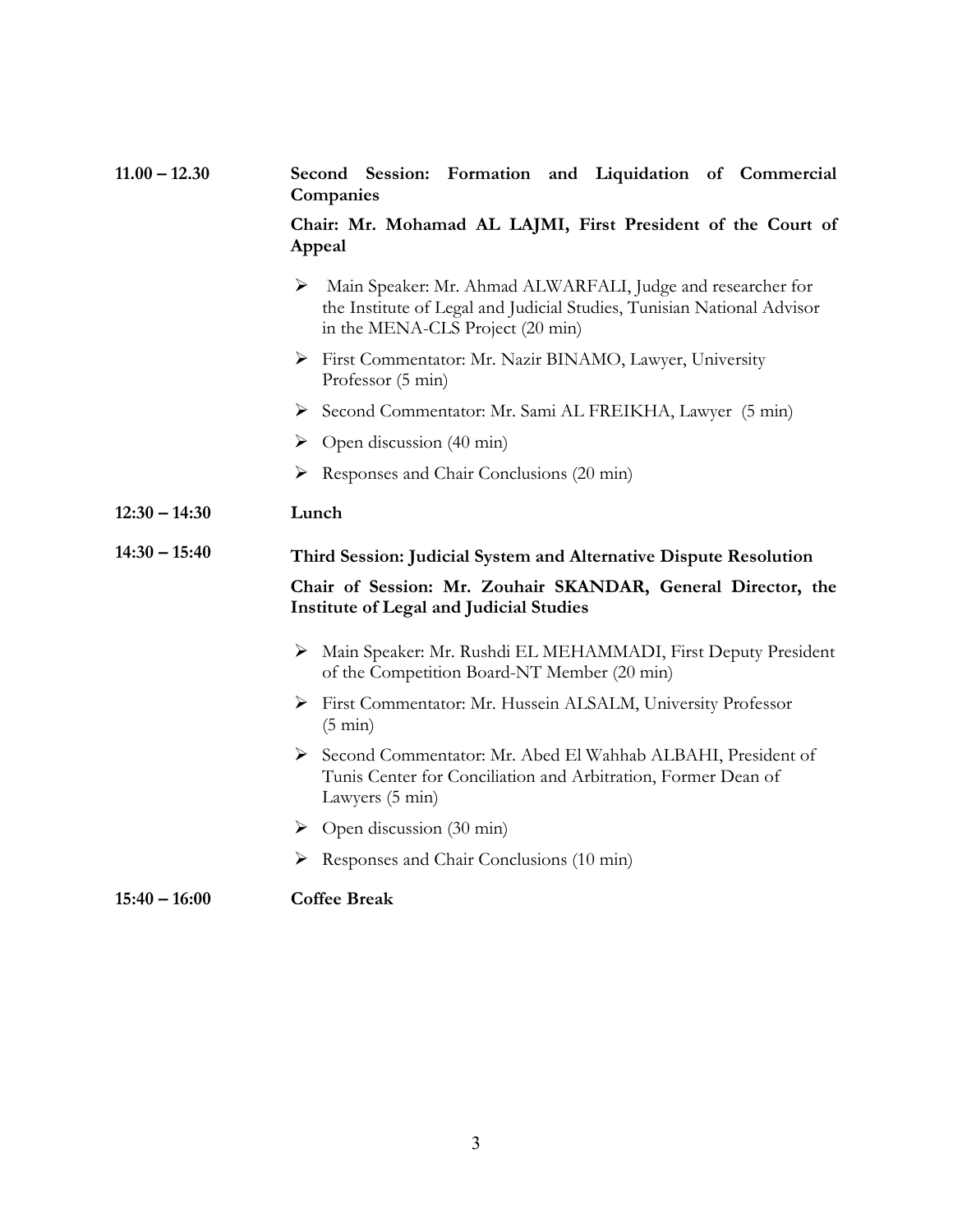| | |
|---|---|
| **11.00 – 12.30** | **Second Session: Formation and Liquidation of Commercial Companies** |
| | **Chair: Mr. Mohamad AL LAJMI, First President of the Court of Appeal** |
| | ➢ Main Speaker: Mr. Ahmad ALWARFALI, Judge and researcher for the Institute of Legal and Judicial Studies, Tunisian National Advisor in the MENA-CLS Project (20 min) |
| | ➢ First Commentator: Mr. Nazir BINAMO, Lawyer, University Professor (5 min) |
| | ➢ Second Commentator: Mr. Sami AL FREIKHA, Lawyer (5 min) |
| | ➢ Open discussion (40 min) |
| | ➢ Responses and Chair Conclusions (20 min) |
| **12:30 – 14:30** | **Lunch** |
| **14:30 – 15:40** | **Third Session: Judicial System and Alternative Dispute Resolution** |
| | **Chair of Session: Mr. Zouhair SKANDAR, General Director, the Institute of Legal and Judicial Studies** |
| | ➢ Main Speaker: Mr. Rushdi EL MEHAMMADI, First Deputy President of the Competition Board-NT Member (20 min) |
| | ➢ First Commentator: Mr. Hussein ALSALM, University Professor (5 min) |
| | ➢ Second Commentator: Mr. Abed El Wahhab ALBAHI, President of Tunis Center for Conciliation and Arbitration, Former Dean of Lawyers (5 min) |
| | ➢ Open discussion (30 min) |
| | ➢ Responses and Chair Conclusions (10 min) |
| **15:40 – 16:00** | **Coffee Break** |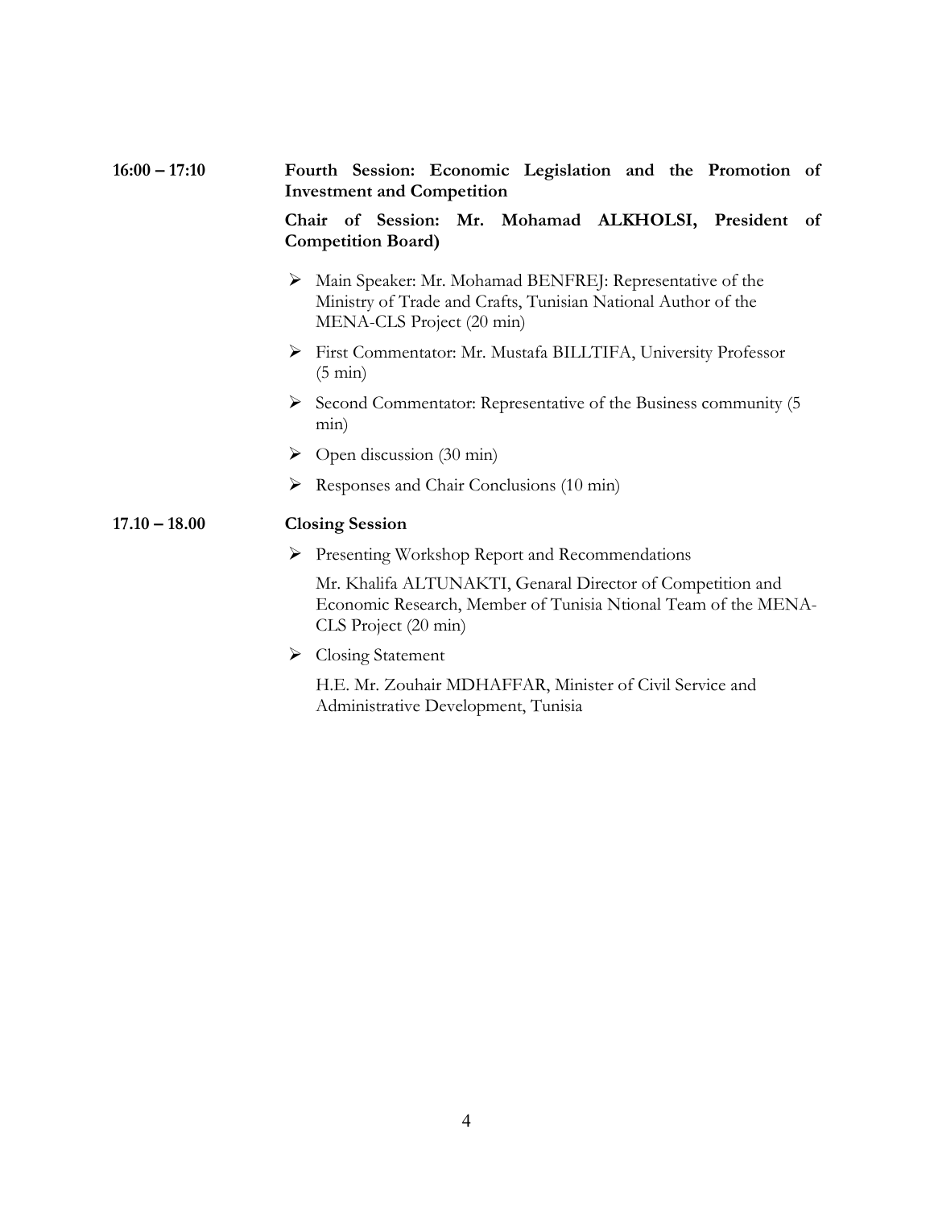**16:00 – 17:10** **Fourth Session: Economic Legislation and the Promotion of Investment and Competition**

**Chair of Session: Mr. Mohamad ALKHOLSI, President of Competition Board)**

- Main Speaker: Mr. Mohamad BENFREJ: Representative of the Ministry of Trade and Crafts, Tunisian National Author of the MENA-CLS Project (20 min)
- First Commentator: Mr. Mustafa BILLTIFA, University Professor (5 min)
- Second Commentator: Representative of the Business community (5 min)
- Open discussion (30 min)
- Responses and Chair Conclusions (10 min)

**17.10 – 18.00** **Closing Session**

- Presenting Workshop Report and Recommendations

  Mr. Khalifa ALTUNAKTI, Genaral Director of Competition and Economic Research, Member of Tunisia Ntional Team of the MENA-CLS Project (20 min)

- Closing Statement

  H.E. Mr. Zouhair MDHAFFAR, Minister of Civil Service and Administrative Development, Tunisia